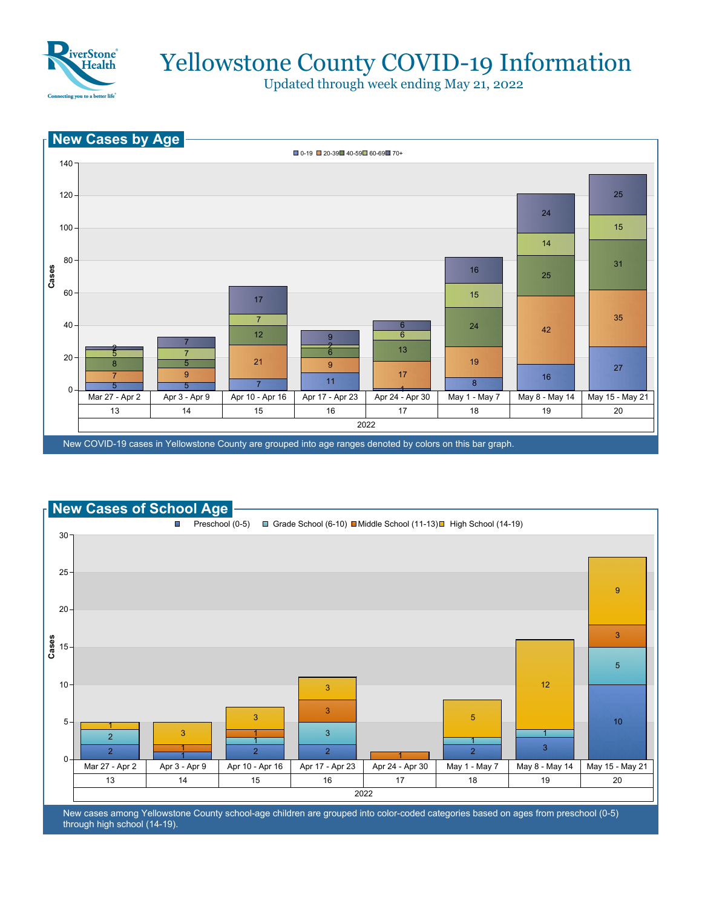# Yellowstone County COVID-19 Information

Updated through week ending May 21, 2022

## New Cases by Age

| Week (2022) | 0-19 | 20-39 | 40-59 | 60-69 | 70+ |
|---|---|---|---|---|---|
| Mar 27 - Apr 2 (13) | 5 | 7 | 8 | 5 | 2 |
| Apr 3 - Apr 9 (14) | 5 | 9 | 5 | 7 | 7 |
| Apr 10 - Apr 16 (15) | 7 | 21 | 12 | 7 | 17 |
| Apr 17 - Apr 23 (16) | 11 | 9 | 6 | 2 | 9 |
| Apr 24 - Apr 30 (17) | 1 | 17 | 13 | 6 | 6 |
| May 1 - May 7 (18) | 8 | 19 | 24 | 15 | 16 |
| May 8 - May 14 (19) | 16 | 42 | 25 | 14 | 24 |
| May 15 - May 21 (20) | 27 | 35 | 31 | 15 | 25 |

New COVID-19 cases in Yellowstone County are grouped into age ranges denoted by colors on this bar graph.

## New Cases of School Age

| Week (2022) | Preschool (0-5) | Grade School (6-10) | Middle School (11-13) | High School (14-19) |
|---|---|---|---|---|
| Mar 27 - Apr 2 (13) | 2 | 2 | | 1 |
| Apr 3 - Apr 9 (14) | 1 | | 1 | 3 |
| Apr 10 - Apr 16 (15) | 2 | 1 | 1 | 3 |
| Apr 17 - Apr 23 (16) | 2 | 3 | 3 | 3 |
| Apr 24 - Apr 30 (17) | | | 1 | |
| May 1 - May 7 (18) | 2 | 1 | | 5 |
| May 8 - May 14 (19) | 3 | 1 | | 12 |
| May 15 - May 21 (20) | 10 | 5 | 3 | 9 |

New cases among Yellowstone County school-age children are grouped into color-coded categories based on ages from preschool (0-5) through high school (14-19).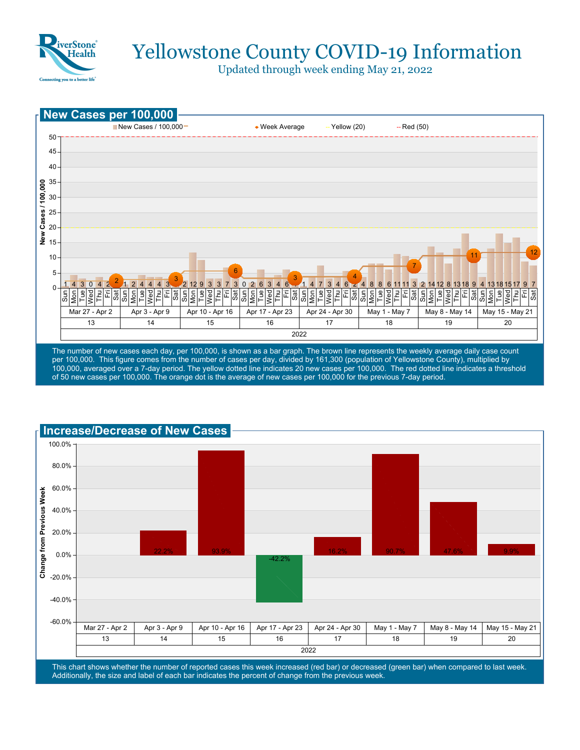# Yellowstone County COVID-19 Information

Updated through week ending May 21, 2022

## New Cases per 100,000

Legend: New Cases / 100,000 — Week Average — Yellow (20) — Red (50)

| Week | Dates | Sun | Mon | Tue | Wed | Thu | Fri | Sat | Week Average |
|---|---|---|---|---|---|---|---|---|---|
| 13 | Mar 27 - Apr 2 | 1 | 4 | 3 | 0 | 4 | 2 | 2 | 2 |
| 14 | Apr 3 - Apr 9 | 1 | 2 | 4 | 4 | 4 | 3 | 3 | 3 |
| 15 | Apr 10 - Apr 16 | 2 | 12 | 9 | 3 | 3 | 7 | 3 | 6 |
| 16 | Apr 17 - Apr 23 | 0 | 2 | 6 | 3 | 4 | 6 | 1 | 3 |
| 17 | Apr 24 - Apr 30 | 1 | 4 | 7 | 3 | 4 | 6 | 2 | 4 |
| 18 | May 1 - May 7 | 4 | 8 | 8 | 6 | 11 | 11 | 3 | 7 |
| 19 | May 8 - May 14 | 2 | 14 | 12 | 8 | 13 | 18 | 9 | 11 |
| 20 | May 15 - May 21 | 4 | 13 | 18 | 15 | 17 | 9 | 7 | 12 |

2022

The number of new cases each day, per 100,000, is shown as a bar graph. The brown line represents the weekly average daily case count per 100,000. This figure comes from the number of cases per day, divided by 161,300 (population of Yellowstone County), multiplied by 100,000, averaged over a 7-day period. The yellow dotted line indicates 20 new cases per 100,000. The red dotted line indicates a threshold of 50 new cases per 100,000. The orange dot is the average of new cases per 100,000 for the previous 7-day period.

## Increase/Decrease of New Cases

| Week | Dates | Change from Previous Week |
|---|---|---|
| 13 | Mar 27 - Apr 2 | |
| 14 | Apr 3 - Apr 9 | 22.2% |
| 15 | Apr 10 - Apr 16 | 93.9% |
| 16 | Apr 17 - Apr 23 | -42.2% |
| 17 | Apr 24 - Apr 30 | 16.2% |
| 18 | May 1 - May 7 | 90.7% |
| 19 | May 8 - May 14 | 47.6% |
| 20 | May 15 - May 21 | 9.9% |

2022

This chart shows whether the number of reported cases this week increased (red bar) or decreased (green bar) when compared to last week. Additionally, the size and label of each bar indicates the percent of change from the previous week.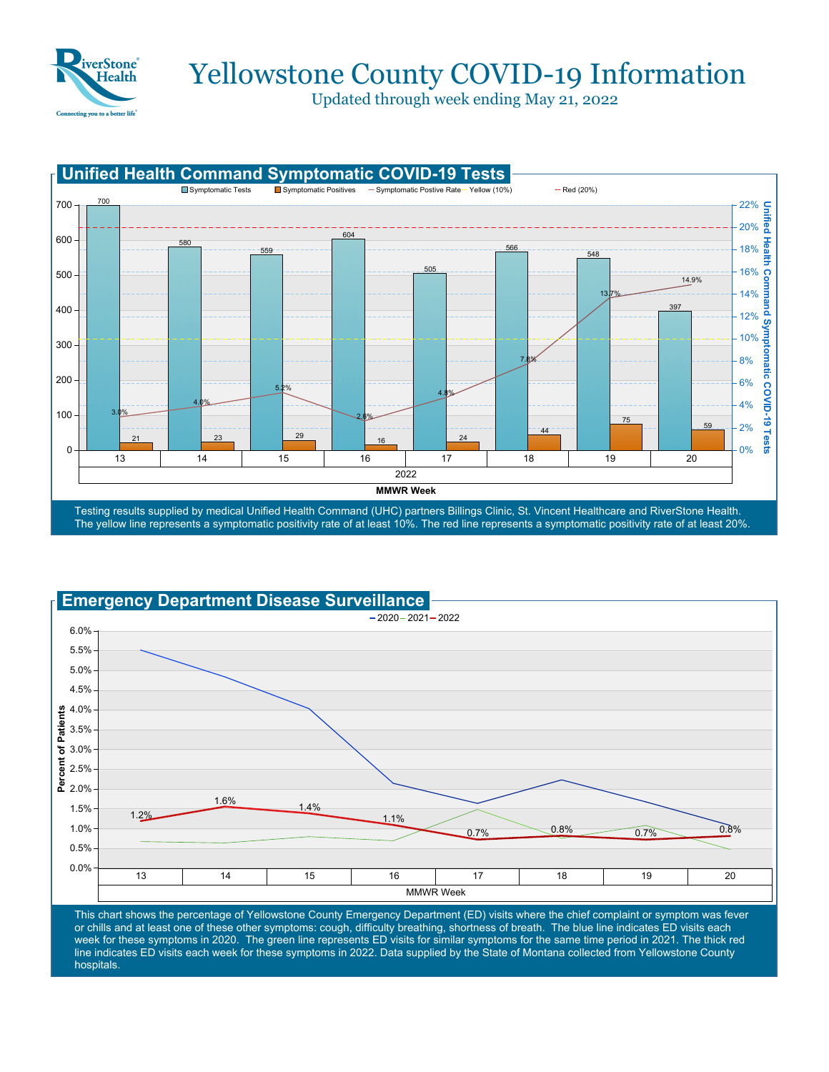# Yellowstone County COVID-19 Information

Updated through week ending May 21, 2022

## Unified Health Command Symptomatic COVID-19 Tests

| MMWR Week (2022) | 13 | 14 | 15 | 16 | 17 | 18 | 19 | 20 |
|---|---|---|---|---|---|---|---|---|
| Symptomatic Tests | 700 | 580 | 559 | 604 | 505 | 566 | 548 | 397 |
| Symptomatic Positives | 21 | 23 | 29 | 16 | 24 | 44 | 75 | 59 |
| Symptomatic Postive Rate | 3.0% | 4.0% | 5.2% | 2.6% | 4.8% | 7.8% | 13.7% | 14.9% |

Testing results supplied by medical Unified Health Command (UHC) partners Billings Clinic, St. Vincent Healthcare and RiverStone Health. The yellow line represents a symptomatic positivity rate of at least 10%. The red line represents a symptomatic positivity rate of at least 20%.

## Emergency Department Disease Surveillance

| MMWR Week | 13 | 14 | 15 | 16 | 17 | 18 | 19 | 20 |
|---|---|---|---|---|---|---|---|---|
| 2022 (Percent of Patients) | 1.2% | 1.6% | 1.4% | 1.1% | 0.7% | 0.8% | 0.7% | 0.8% |

This chart shows the percentage of Yellowstone County Emergency Department (ED) visits where the chief complaint or symptom was fever or chills and at least one of these other symptoms: cough, difficulty breathing, shortness of breath. The blue line indicates ED visits each week for these symptoms in 2020. The green line represents ED visits for similar symptoms for the same time period in 2021. The thick red line indicates ED visits each week for these symptoms in 2022. Data supplied by the State of Montana collected from Yellowstone County hospitals.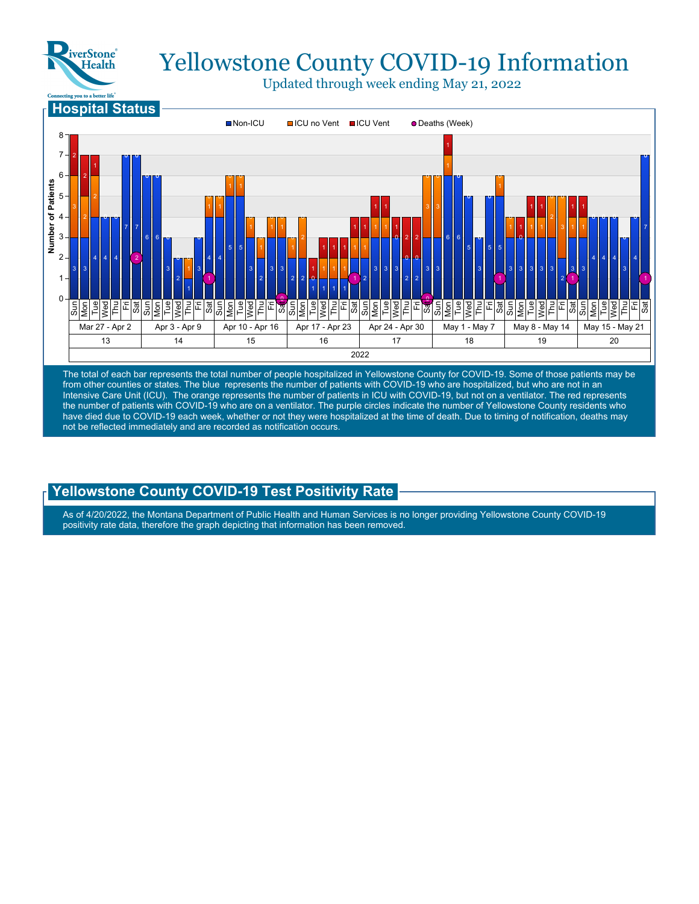# Yellowstone County COVID-19 Information

Updated through week ending May 21, 2022

## Hospital Status

Non-ICU
ICU no Vent
ICU Vent
Deaths (Week)

Number of Patients

Mar 27 - Apr 2
Apr 3 - Apr 9
Apr 10 - Apr 16
Apr 17 - Apr 23
Apr 24 - Apr 30
May 1 - May 7
May 8 - May 14
May 15 - May 21

13
14
15
16
17
18
19
20

2022

The total of each bar represents the total number of people hospitalized in Yellowstone County for COVID-19. Some of those patients may be from other counties or states. The blue represents the number of patients with COVID-19 who are hospitalized, but who are not in an Intensive Care Unit (ICU). The orange represents the number of patients in ICU with COVID-19, but not on a ventilator. The red represents the number of patients with COVID-19 who are on a ventilator. The purple circles indicate the number of Yellowstone County residents who have died due to COVID-19 each week, whether or not they were hospitalized at the time of death. Due to timing of notification, deaths may not be reflected immediately and are recorded as notification occurs.

## Yellowstone County COVID-19 Test Positivity Rate

As of 4/20/2022, the Montana Department of Public Health and Human Services is no longer providing Yellowstone County COVID-19 positivity rate data, therefore the graph depicting that information has been removed.